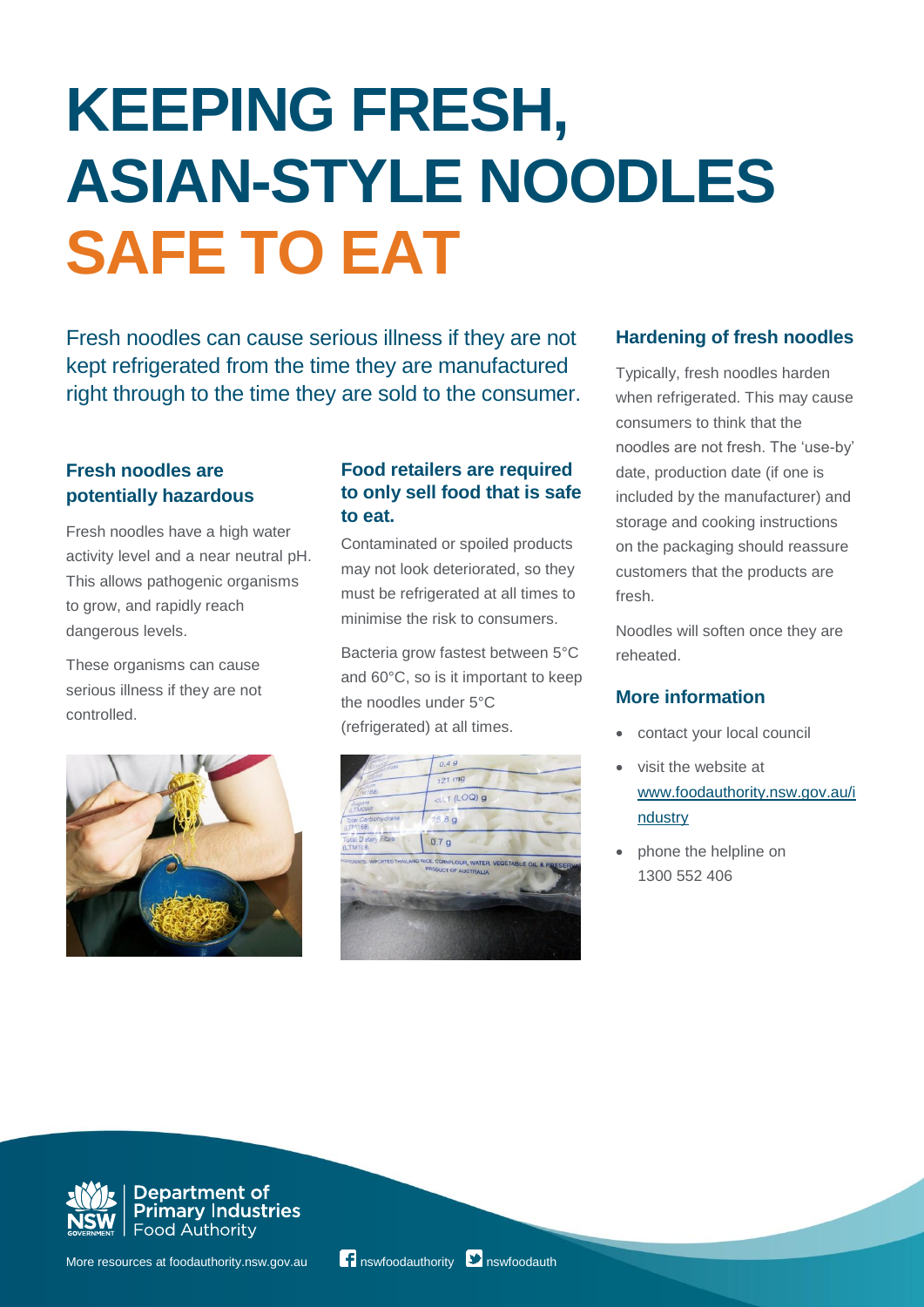# KEEPING FRESH, ASIAN-STYLE NOODLES SAFE TO EAT

Fresh noodles can cause serious illness if they are not kept refrigerated from the time they are manufactured right through to the time they are sold to the consumer.

### Fresh noodles are potentially hazardous

Fresh noodles have a high water activity level and a near neutral pH. This allows pathogenic organisms to grow, and rapidly reach dangerous levels.

These organisms can cause serious illness if they are not controlled.

### Food retailers are required to only sell food that is safe to eat.

Contaminated or spoiled products may not look deteriorated, so they must be refrigerated at all times to minimise the risk to consumers.

Bacteria grow fastest between 5°C and 60°C, so is it important to keep the noodles under 5°C (refrigerated) at all times.

### Hardening of fresh noodles

Typically, fresh noodles harden when refrigerated. This may cause consumers to think that the noodles are not fresh. The 'use-by' date, production date (if one is included by the manufacturer) and storage and cooking instructions on the packaging should reassure customers that the products are fresh.

Noodles will soften once they are reheated.

### More information

- contact your local council
- visit the website at www.foodauthority.nsw.gov.au/industry
- phone the helpline on 1300 552 406

Department of Primary Industries
Food Authority

More resources at foodauthority.nsw.gov.au nswfoodauthority nswfoodauth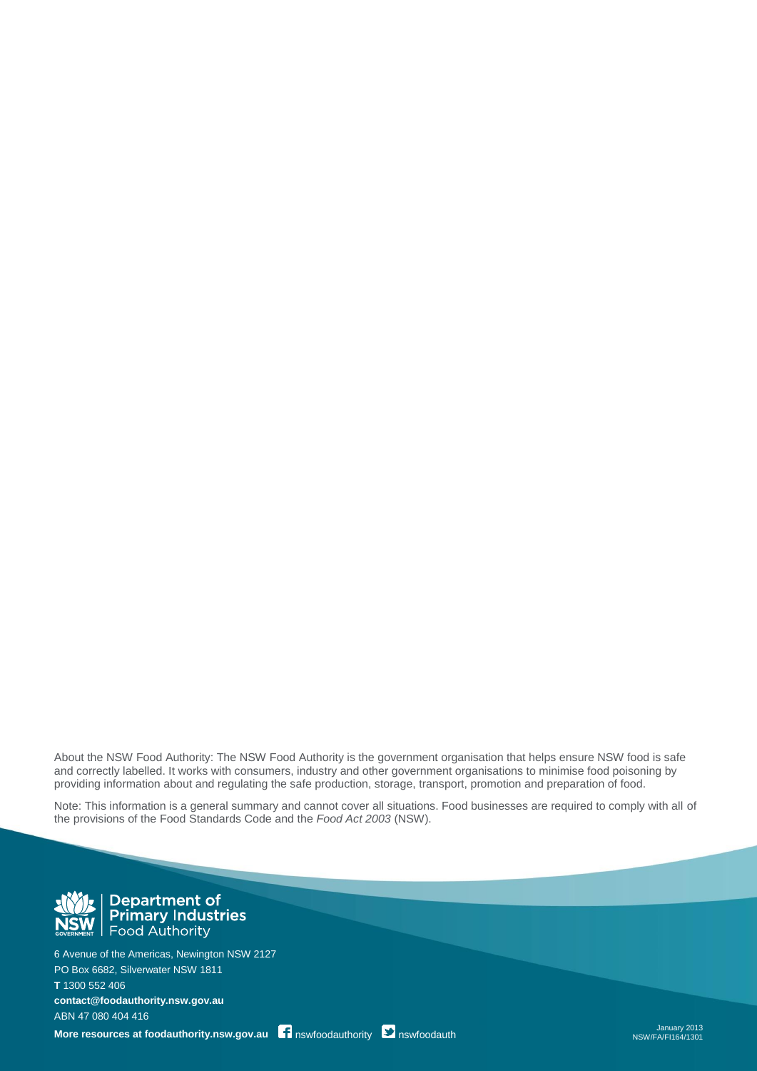About the NSW Food Authority: The NSW Food Authority is the government organisation that helps ensure NSW food is safe and correctly labelled. It works with consumers, industry and other government organisations to minimise food poisoning by providing information about and regulating the safe production, storage, transport, promotion and preparation of food.

Note: This information is a general summary and cannot cover all situations. Food businesses are required to comply with all of the provisions of the Food Standards Code and the *Food Act 2003* (NSW).

**Department of Primary Industries**
Food Authority

6 Avenue of the Americas, Newington NSW 2127
PO Box 6682, Silverwater NSW 1811
**T** 1300 552 406
**contact@foodauthority.nsw.gov.au**
ABN 47 080 404 416

**More resources at foodauthority.nsw.gov.au** nswfoodauthority nswfoodauth

January 2013
NSW/FA/FI164/1301